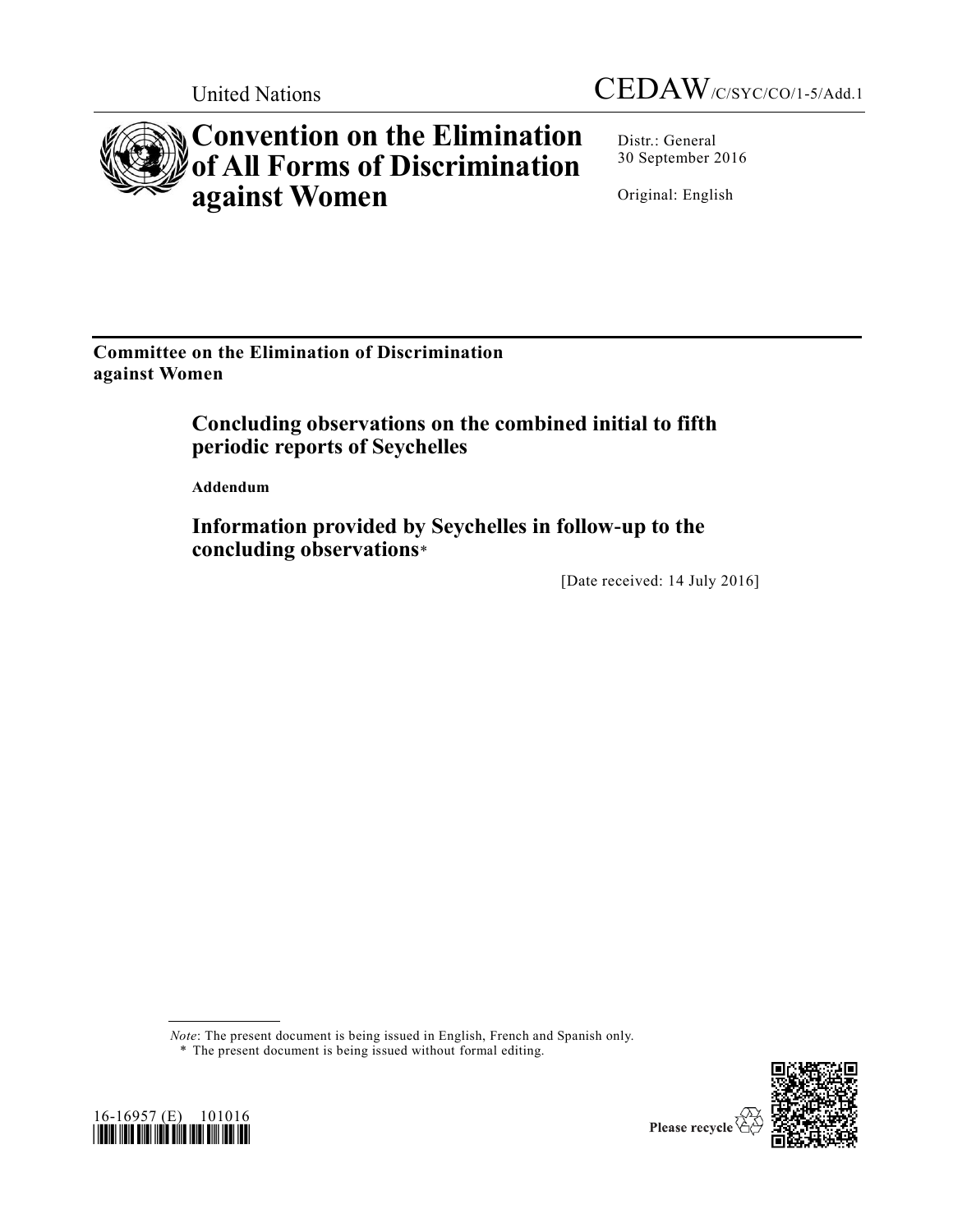United Nations CEDAW/C/SYC/CO/1-5/Add.1

# Convention on the Elimination of All Forms of Discrimination against Women

Distr.: General
30 September 2016

Original: English

**Committee on the Elimination of Discrimination against Women**

## Concluding observations on the combined initial to fifth periodic reports of Seychelles

**Addendum**

## Information provided by Seychelles in follow-up to the concluding observations*

[Date received: 14 July 2016]

*Note*: The present document is being issued in English, French and Spanish only.

\* The present document is being issued without formal editing.

16-16957 (E) 101016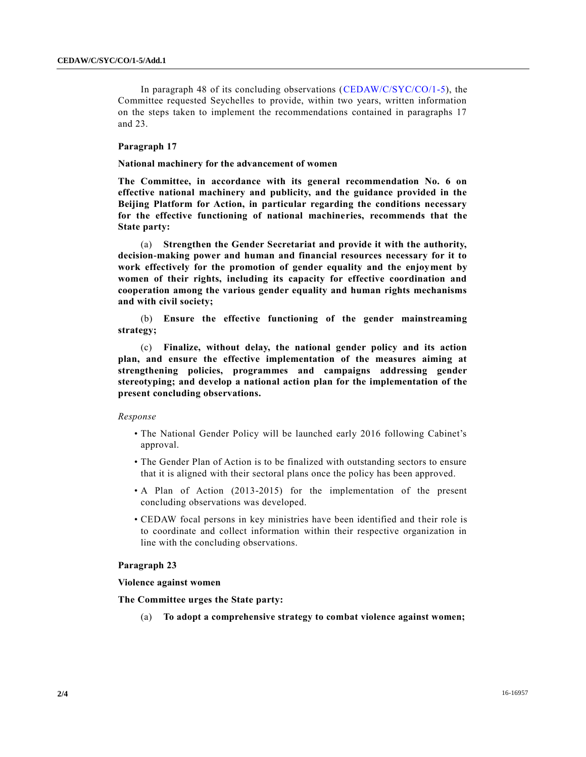In paragraph 48 of its concluding observations (CEDAW/C/SYC/CO/1-5), the Committee requested Seychelles to provide, within two years, written information on the steps taken to implement the recommendations contained in paragraphs 17 and 23.

### Paragraph 17

**National machinery for the advancement of women**

**The Committee, in accordance with its general recommendation No. 6 on effective national machinery and publicity, and the guidance provided in the Beijing Platform for Action, in particular regarding the conditions necessary for the effective functioning of national machineries, recommends that the State party:**

(a) **Strengthen the Gender Secretariat and provide it with the authority, decision-making power and human and financial resources necessary for it to work effectively for the promotion of gender equality and the enjoyment by women of their rights, including its capacity for effective coordination and cooperation among the various gender equality and human rights mechanisms and with civil society;**

(b) **Ensure the effective functioning of the gender mainstreaming strategy;**

(c) **Finalize, without delay, the national gender policy and its action plan, and ensure the effective implementation of the measures aiming at strengthening policies, programmes and campaigns addressing gender stereotyping; and develop a national action plan for the implementation of the present concluding observations.**

*Response*

- The National Gender Policy will be launched early 2016 following Cabinet's approval.
- The Gender Plan of Action is to be finalized with outstanding sectors to ensure that it is aligned with their sectoral plans once the policy has been approved.
- A Plan of Action (2013-2015) for the implementation of the present concluding observations was developed.
- CEDAW focal persons in key ministries have been identified and their role is to coordinate and collect information within their respective organization in line with the concluding observations.

### Paragraph 23

**Violence against women**

**The Committee urges the State party:**

(a) **To adopt a comprehensive strategy to combat violence against women;**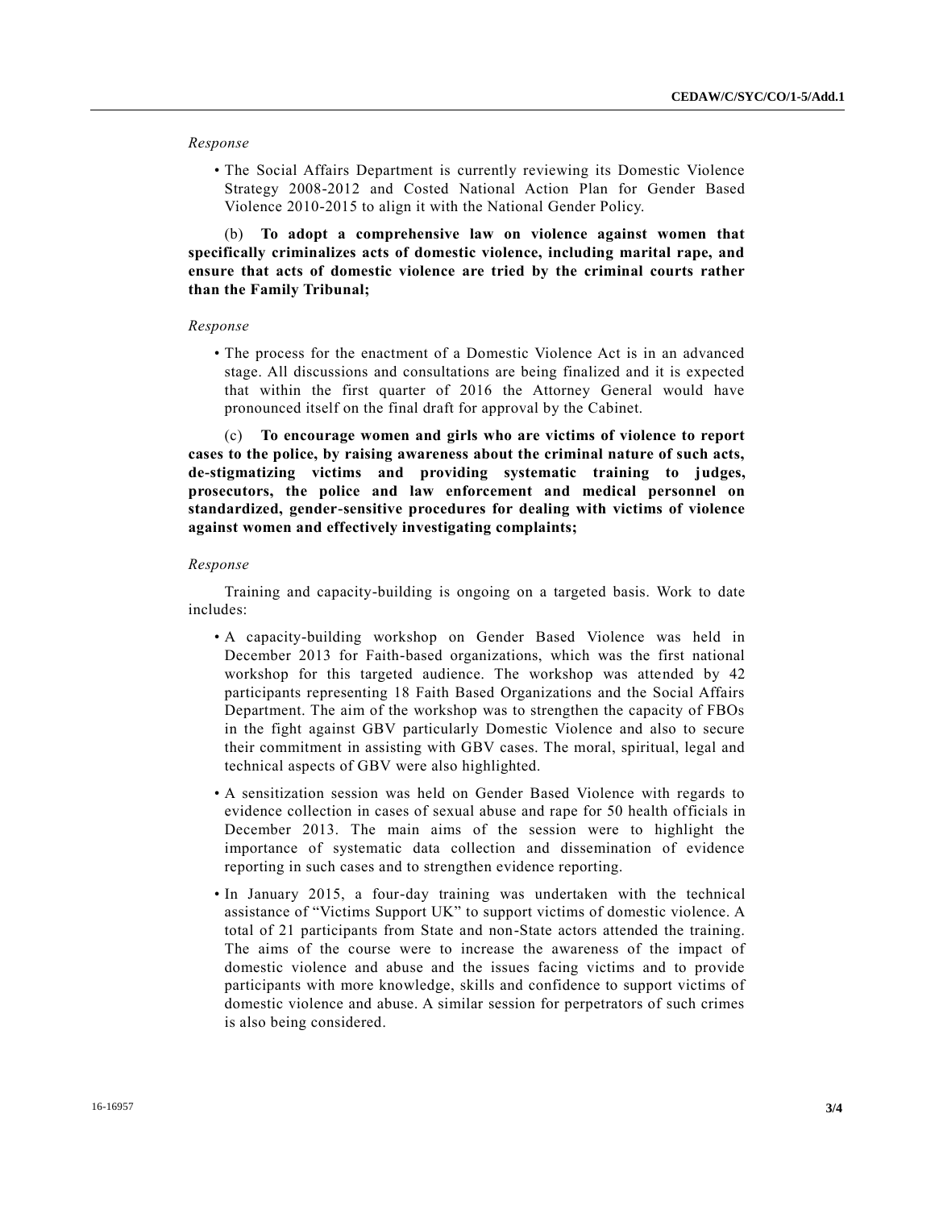*Response*

- The Social Affairs Department is currently reviewing its Domestic Violence Strategy 2008-2012 and Costed National Action Plan for Gender Based Violence 2010-2015 to align it with the National Gender Policy.

(b) **To adopt a comprehensive law on violence against women that specifically criminalizes acts of domestic violence, including marital rape, and ensure that acts of domestic violence are tried by the criminal courts rather than the Family Tribunal;**

*Response*

- The process for the enactment of a Domestic Violence Act is in an advanced stage. All discussions and consultations are being finalized and it is expected that within the first quarter of 2016 the Attorney General would have pronounced itself on the final draft for approval by the Cabinet.

(c) **To encourage women and girls who are victims of violence to report cases to the police, by raising awareness about the criminal nature of such acts, de-stigmatizing victims and providing systematic training to judges, prosecutors, the police and law enforcement and medical personnel on standardized, gender-sensitive procedures for dealing with victims of violence against women and effectively investigating complaints;**

*Response*

Training and capacity-building is ongoing on a targeted basis. Work to date includes:

- A capacity-building workshop on Gender Based Violence was held in December 2013 for Faith-based organizations, which was the first national workshop for this targeted audience. The workshop was attended by 42 participants representing 18 Faith Based Organizations and the Social Affairs Department. The aim of the workshop was to strengthen the capacity of FBOs in the fight against GBV particularly Domestic Violence and also to secure their commitment in assisting with GBV cases. The moral, spiritual, legal and technical aspects of GBV were also highlighted.
- A sensitization session was held on Gender Based Violence with regards to evidence collection in cases of sexual abuse and rape for 50 health officials in December 2013. The main aims of the session were to highlight the importance of systematic data collection and dissemination of evidence reporting in such cases and to strengthen evidence reporting.
- In January 2015, a four-day training was undertaken with the technical assistance of "Victims Support UK" to support victims of domestic violence. A total of 21 participants from State and non-State actors attended the training. The aims of the course were to increase the awareness of the impact of domestic violence and abuse and the issues facing victims and to provide participants with more knowledge, skills and confidence to support victims of domestic violence and abuse. A similar session for perpetrators of such crimes is also being considered.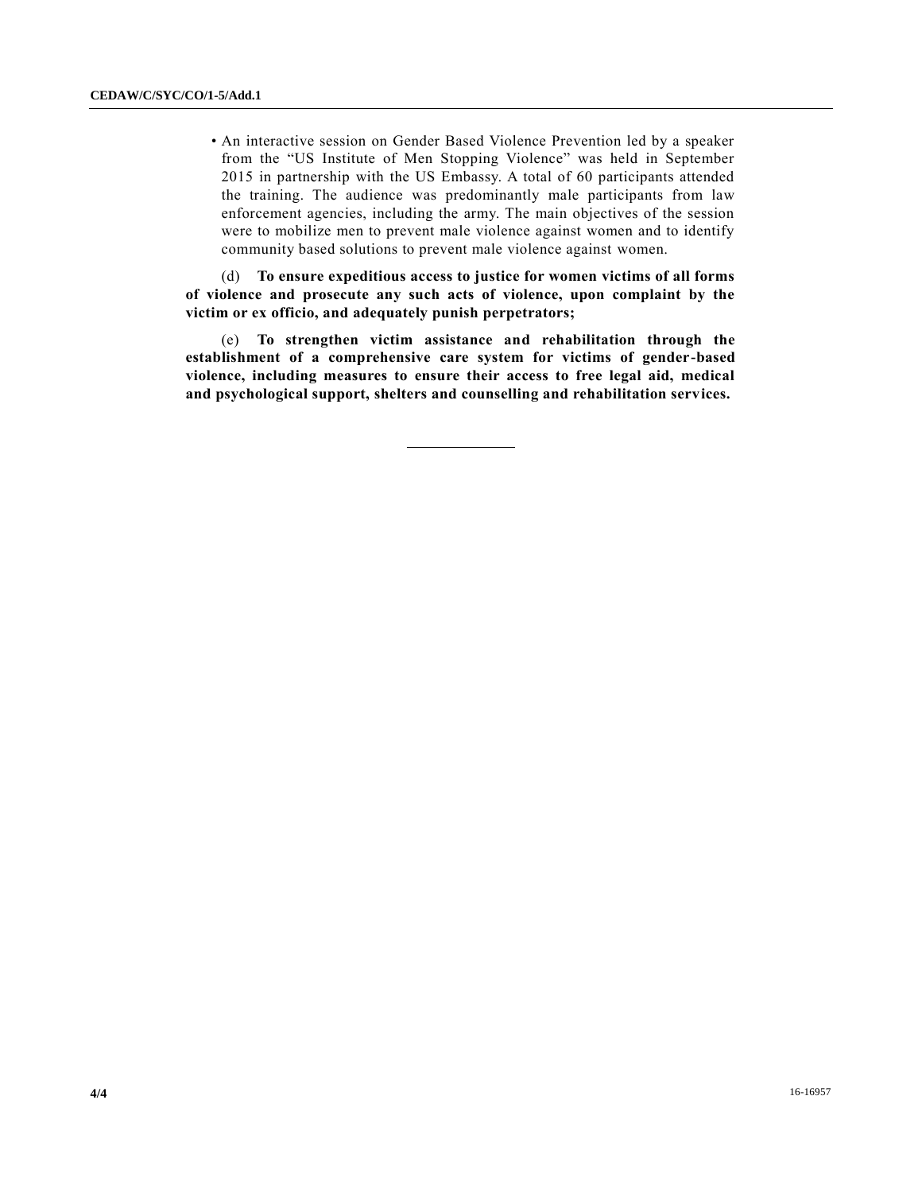- An interactive session on Gender Based Violence Prevention led by a speaker from the “US Institute of Men Stopping Violence” was held in September 2015 in partnership with the US Embassy. A total of 60 participants attended the training. The audience was predominantly male participants from law enforcement agencies, including the army. The main objectives of the session were to mobilize men to prevent male violence against women and to identify community based solutions to prevent male violence against women.

(d) **To ensure expeditious access to justice for women victims of all forms of violence and prosecute any such acts of violence, upon complaint by the victim or ex officio, and adequately punish perpetrators;**

(e) **To strengthen victim assistance and rehabilitation through the establishment of a comprehensive care system for victims of gender-based violence, including measures to ensure their access to free legal aid, medical and psychological support, shelters and counselling and rehabilitation services.**